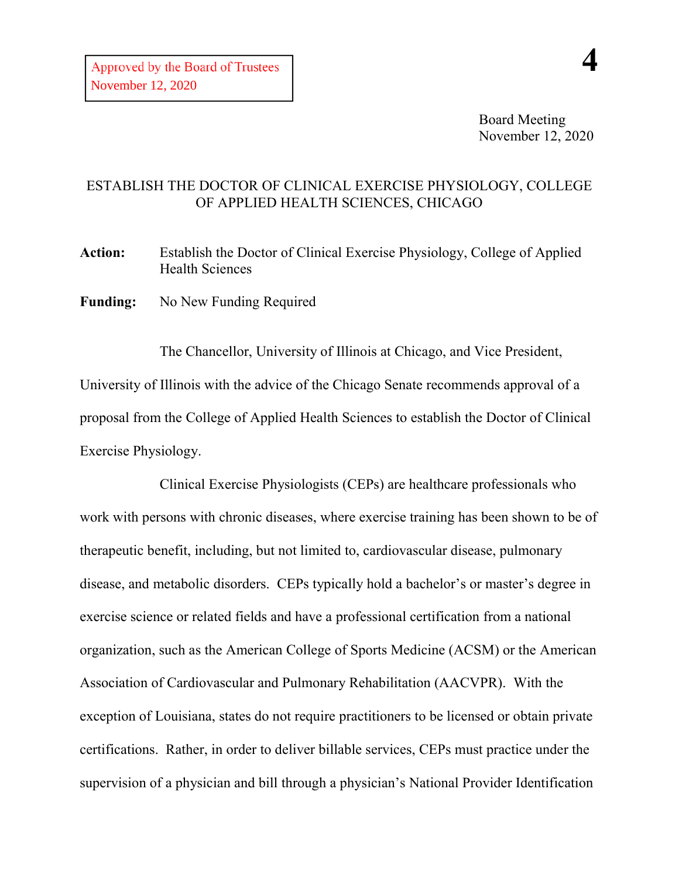Approved by the Board of Trustees
November 12, 2020

**4**

Board Meeting
November 12, 2020

# ESTABLISH THE DOCTOR OF CLINICAL EXERCISE PHYSIOLOGY, COLLEGE OF APPLIED HEALTH SCIENCES, CHICAGO

**Action:** Establish the Doctor of Clinical Exercise Physiology, College of Applied Health Sciences

**Funding:** No New Funding Required

The Chancellor, University of Illinois at Chicago, and Vice President, University of Illinois with the advice of the Chicago Senate recommends approval of a proposal from the College of Applied Health Sciences to establish the Doctor of Clinical Exercise Physiology.

Clinical Exercise Physiologists (CEPs) are healthcare professionals who work with persons with chronic diseases, where exercise training has been shown to be of therapeutic benefit, including, but not limited to, cardiovascular disease, pulmonary disease, and metabolic disorders. CEPs typically hold a bachelor's or master's degree in exercise science or related fields and have a professional certification from a national organization, such as the American College of Sports Medicine (ACSM) or the American Association of Cardiovascular and Pulmonary Rehabilitation (AACVPR). With the exception of Louisiana, states do not require practitioners to be licensed or obtain private certifications. Rather, in order to deliver billable services, CEPs must practice under the supervision of a physician and bill through a physician's National Provider Identification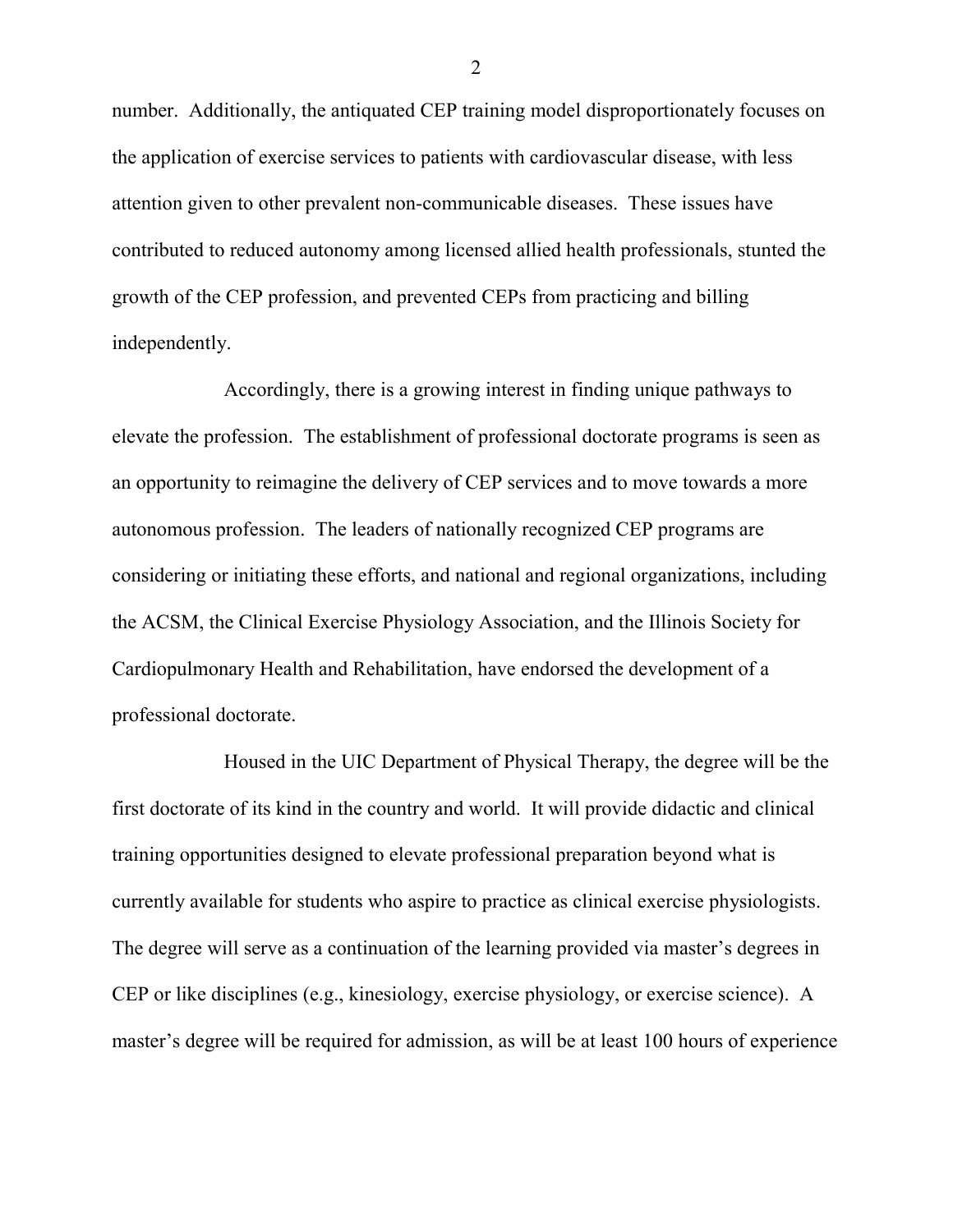number. Additionally, the antiquated CEP training model disproportionately focuses on the application of exercise services to patients with cardiovascular disease, with less attention given to other prevalent non-communicable diseases. These issues have contributed to reduced autonomy among licensed allied health professionals, stunted the growth of the CEP profession, and prevented CEPs from practicing and billing independently.

Accordingly, there is a growing interest in finding unique pathways to elevate the profession. The establishment of professional doctorate programs is seen as an opportunity to reimagine the delivery of CEP services and to move towards a more autonomous profession. The leaders of nationally recognized CEP programs are considering or initiating these efforts, and national and regional organizations, including the ACSM, the Clinical Exercise Physiology Association, and the Illinois Society for Cardiopulmonary Health and Rehabilitation, have endorsed the development of a professional doctorate.

Housed in the UIC Department of Physical Therapy, the degree will be the first doctorate of its kind in the country and world. It will provide didactic and clinical training opportunities designed to elevate professional preparation beyond what is currently available for students who aspire to practice as clinical exercise physiologists. The degree will serve as a continuation of the learning provided via master's degrees in CEP or like disciplines (e.g., kinesiology, exercise physiology, or exercise science). A master's degree will be required for admission, as will be at least 100 hours of experience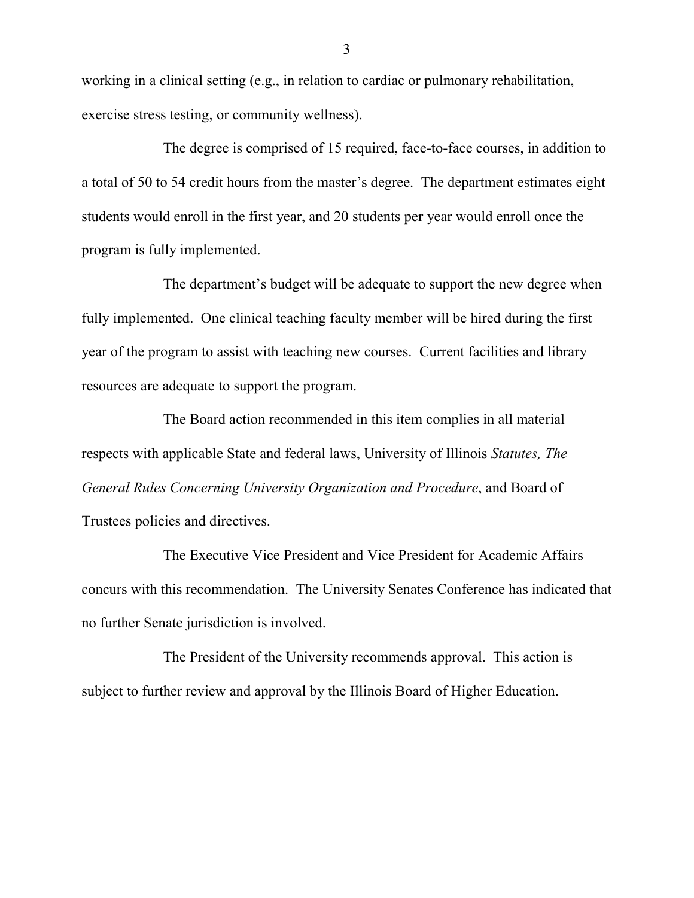working in a clinical setting (e.g., in relation to cardiac or pulmonary rehabilitation, exercise stress testing, or community wellness).

The degree is comprised of 15 required, face-to-face courses, in addition to a total of 50 to 54 credit hours from the master's degree. The department estimates eight students would enroll in the first year, and 20 students per year would enroll once the program is fully implemented.

The department's budget will be adequate to support the new degree when fully implemented. One clinical teaching faculty member will be hired during the first year of the program to assist with teaching new courses. Current facilities and library resources are adequate to support the program.

The Board action recommended in this item complies in all material respects with applicable State and federal laws, University of Illinois *Statutes, The General Rules Concerning University Organization and Procedure*, and Board of Trustees policies and directives.

The Executive Vice President and Vice President for Academic Affairs concurs with this recommendation. The University Senates Conference has indicated that no further Senate jurisdiction is involved.

The President of the University recommends approval. This action is subject to further review and approval by the Illinois Board of Higher Education.